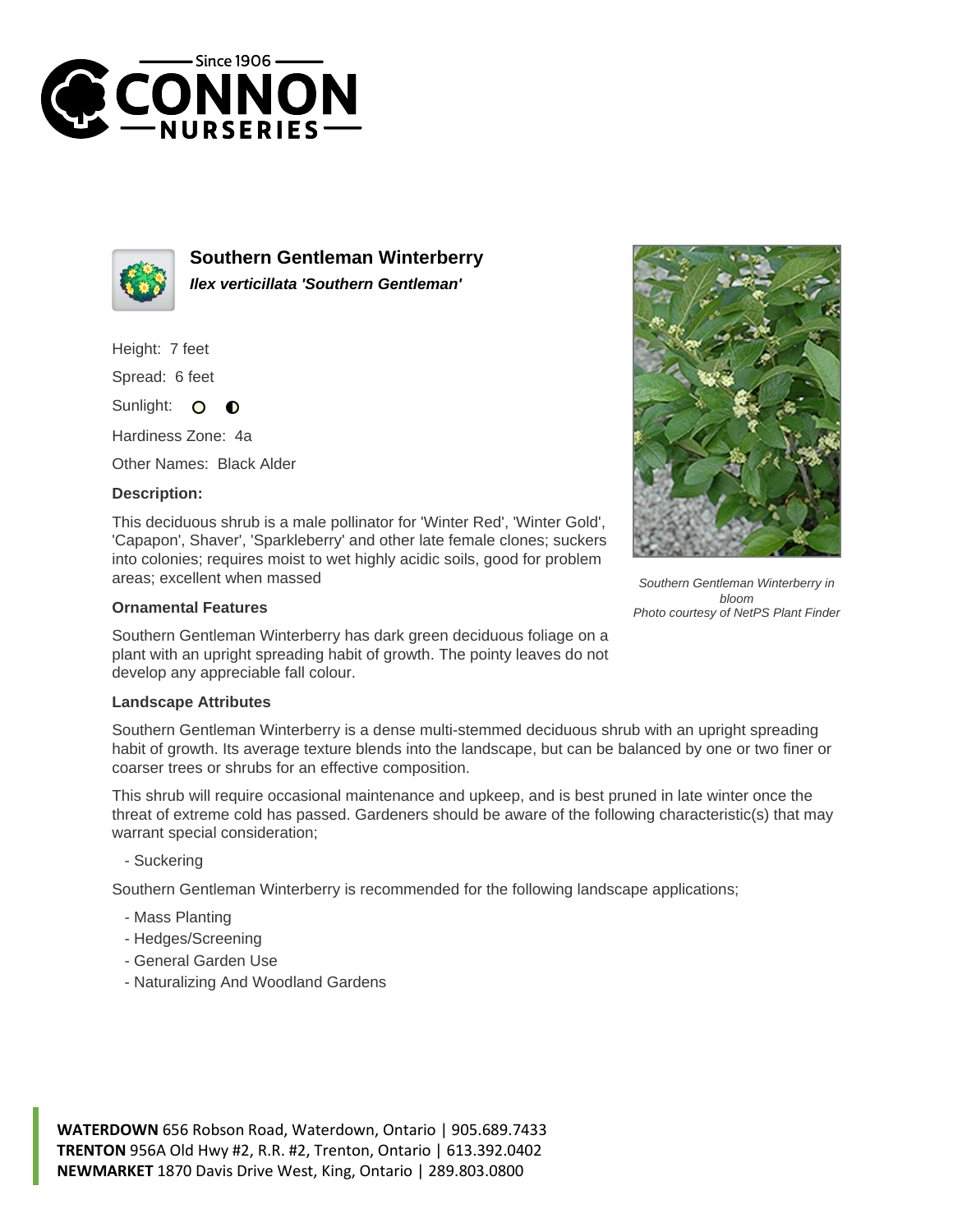# Southern Gentleman Winterberry

***Ilex verticillata 'Southern Gentleman'***

Height: 7 feet

Spread: 6 feet

Sunlight:

Hardiness Zone: 4a

Other Names: Black Alder

### Description:

This deciduous shrub is a male pollinator for 'Winter Red', 'Winter Gold', 'Capapon', Shaver', 'Sparkleberry' and other late female clones; suckers into colonies; requires moist to wet highly acidic soils, good for problem areas; excellent when massed

*Southern Gentleman Winterberry in bloom*
*Photo courtesy of NetPS Plant Finder*

### Ornamental Features

Southern Gentleman Winterberry has dark green deciduous foliage on a plant with an upright spreading habit of growth. The pointy leaves do not develop any appreciable fall colour.

### Landscape Attributes

Southern Gentleman Winterberry is a dense multi-stemmed deciduous shrub with an upright spreading habit of growth. Its average texture blends into the landscape, but can be balanced by one or two finer or coarser trees or shrubs for an effective composition.

This shrub will require occasional maintenance and upkeep, and is best pruned in late winter once the threat of extreme cold has passed. Gardeners should be aware of the following characteristic(s) that may warrant special consideration;

- Suckering

Southern Gentleman Winterberry is recommended for the following landscape applications;

- Mass Planting
- Hedges/Screening
- General Garden Use
- Naturalizing And Woodland Gardens

**WATERDOWN** 656 Robson Road, Waterdown, Ontario | 905.689.7433
**TRENTON** 956A Old Hwy #2, R.R. #2, Trenton, Ontario | 613.392.0402
**NEWMARKET** 1870 Davis Drive West, King, Ontario | 289.803.0800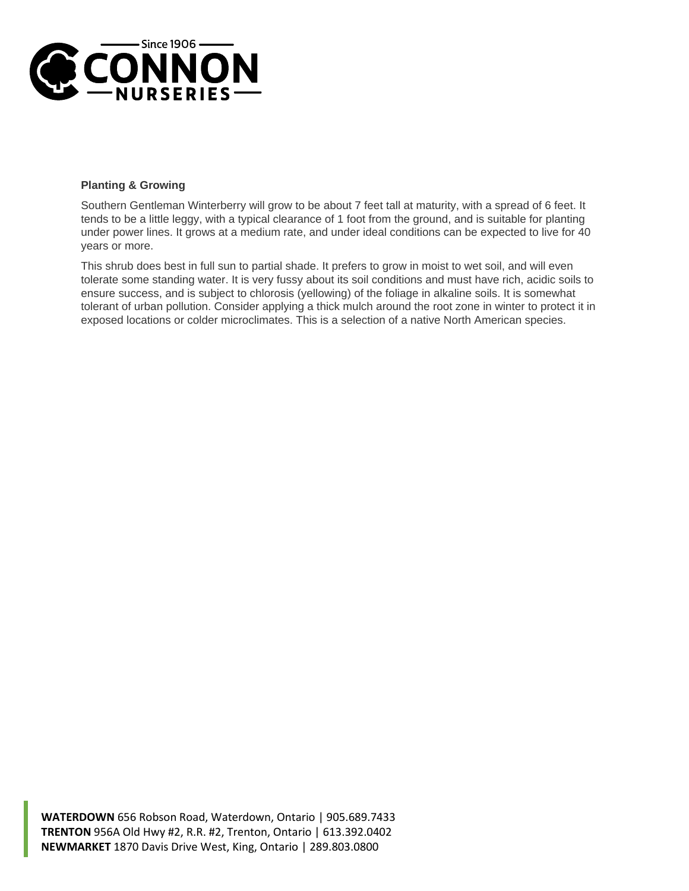### Planting & Growing

Southern Gentleman Winterberry will grow to be about 7 feet tall at maturity, with a spread of 6 feet. It tends to be a little leggy, with a typical clearance of 1 foot from the ground, and is suitable for planting under power lines. It grows at a medium rate, and under ideal conditions can be expected to live for 40 years or more.

This shrub does best in full sun to partial shade. It prefers to grow in moist to wet soil, and will even tolerate some standing water. It is very fussy about its soil conditions and must have rich, acidic soils to ensure success, and is subject to chlorosis (yellowing) of the foliage in alkaline soils. It is somewhat tolerant of urban pollution. Consider applying a thick mulch around the root zone in winter to protect it in exposed locations or colder microclimates. This is a selection of a native North American species.